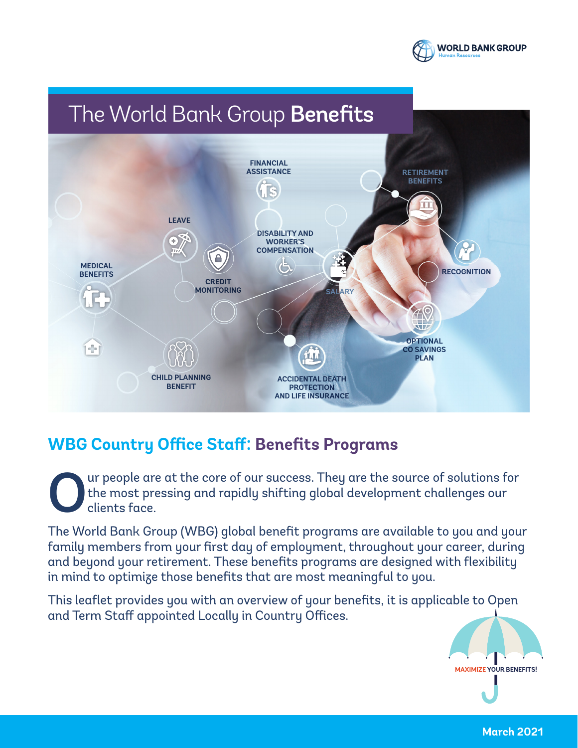# The World Bank Group **Benefits**

FINANCIAL ASSISTANCE

RETIREMENT BENEFITS

LEAVE

DISABILITY AND WORKER'S COMPENSATION

MEDICAL BENEFITS

CREDIT MONITORING

RECOGNITION

SALARY

OPTIONAL CO SAVINGS PLAN

CHILD PLANNING BENEFIT

ACCIDENTAL DEATH PROTECTION AND LIFE INSURANCE

## WBG Country Office Staff: Benefits Programs

Our people are at the core of our success. They are the source of solutions for the most pressing and rapidly shifting global development challenges our clients face.

The World Bank Group (WBG) global benefit programs are available to you and your family members from your first day of employment, throughout your career, during and beyond your retirement. These benefits programs are designed with flexibility in mind to optimize those benefits that are most meaningful to you.

This leaflet provides you with an overview of your benefits, it is applicable to Open and Term Staff appointed Locally in Country Offices.

MAXIMIZE YOUR BENEFITS!

March 2021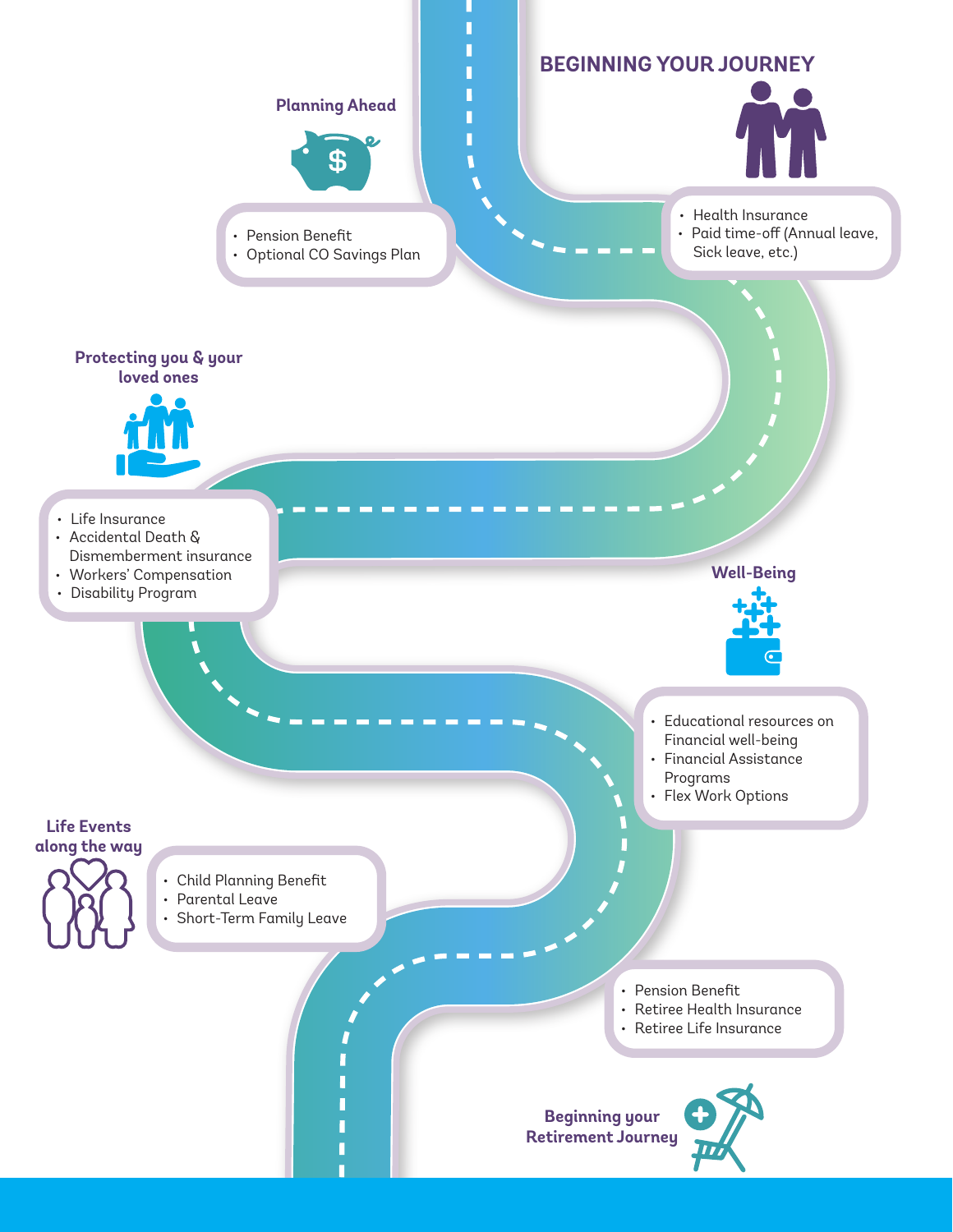## BEGINNING YOUR JOURNEY

- Health Insurance
- Paid time-off (Annual leave, Sick leave, etc.)

### Planning Ahead

- Pension Benefit
- Optional CO Savings Plan

### Protecting you & your loved ones

- Life Insurance
- Accidental Death & Dismemberment insurance
- Workers' Compensation
- Disability Program

### Well-Being

- Educational resources on Financial well-being
- Financial Assistance Programs
- Flex Work Options

### Life Events along the way

- Child Planning Benefit
- Parental Leave
- Short-Term Family Leave

### Beginning your Retirement Journey

- Pension Benefit
- Retiree Health Insurance
- Retiree Life Insurance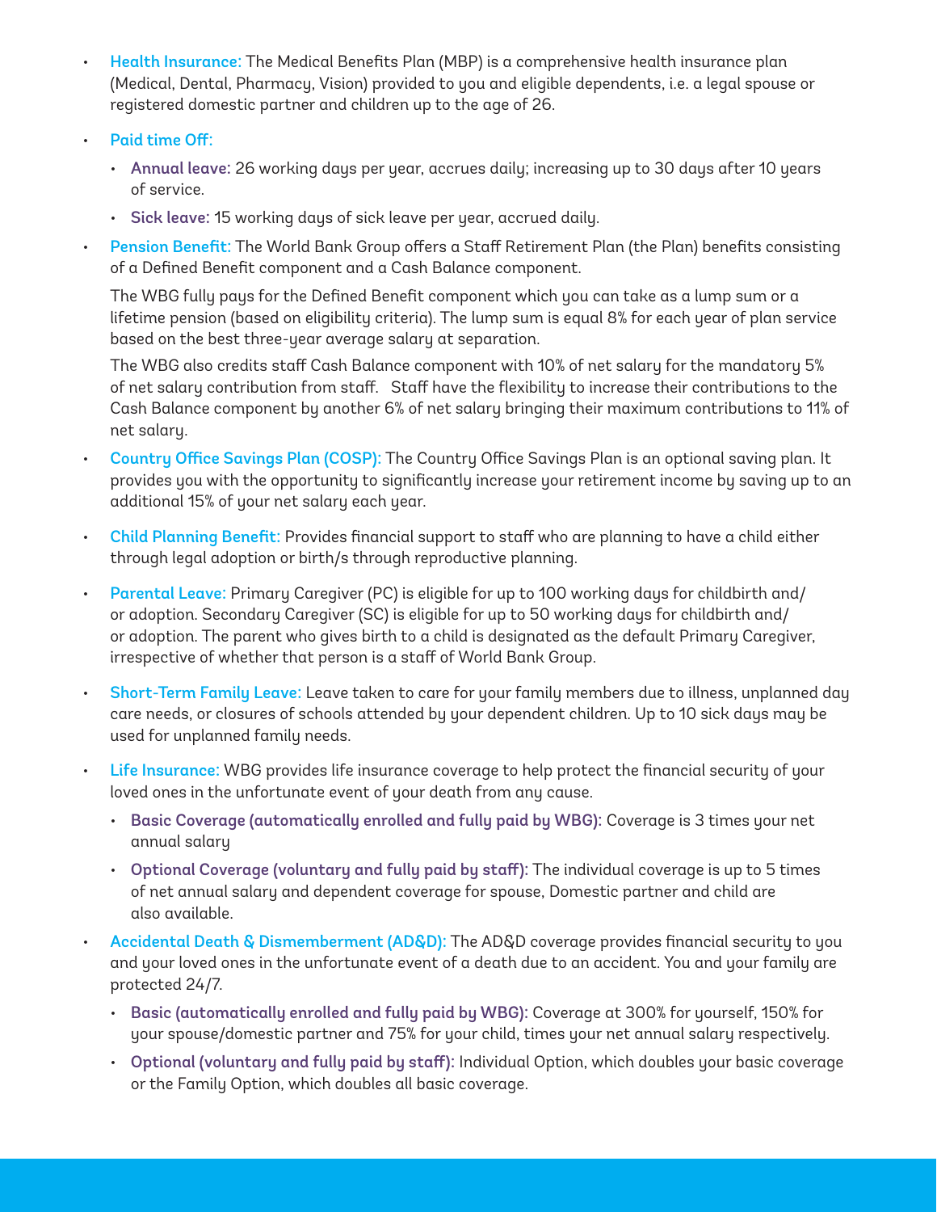- **Health Insurance:** The Medical Benefits Plan (MBP) is a comprehensive health insurance plan (Medical, Dental, Pharmacy, Vision) provided to you and eligible dependents, i.e. a legal spouse or registered domestic partner and children up to the age of 26.

- **Paid time Off:**
  - **Annual leave:** 26 working days per year, accrues daily; increasing up to 30 days after 10 years of service.
  - **Sick leave:** 15 working days of sick leave per year, accrued daily.

- **Pension Benefit:** The World Bank Group offers a Staff Retirement Plan (the Plan) benefits consisting of a Defined Benefit component and a Cash Balance component.

  The WBG fully pays for the Defined Benefit component which you can take as a lump sum or a lifetime pension (based on eligibility criteria). The lump sum is equal 8% for each year of plan service based on the best three-year average salary at separation.

  The WBG also credits staff Cash Balance component with 10% of net salary for the mandatory 5% of net salary contribution from staff. Staff have the flexibility to increase their contributions to the Cash Balance component by another 6% of net salary bringing their maximum contributions to 11% of net salary.

- **Country Office Savings Plan (COSP):** The Country Office Savings Plan is an optional saving plan. It provides you with the opportunity to significantly increase your retirement income by saving up to an additional 15% of your net salary each year.

- **Child Planning Benefit:** Provides financial support to staff who are planning to have a child either through legal adoption or birth/s through reproductive planning.

- **Parental Leave:** Primary Caregiver (PC) is eligible for up to 100 working days for childbirth and/or adoption. Secondary Caregiver (SC) is eligible for up to 50 working days for childbirth and/or adoption. The parent who gives birth to a child is designated as the default Primary Caregiver, irrespective of whether that person is a staff of World Bank Group.

- **Short-Term Family Leave:** Leave taken to care for your family members due to illness, unplanned day care needs, or closures of schools attended by your dependent children. Up to 10 sick days may be used for unplanned family needs.

- **Life Insurance:** WBG provides life insurance coverage to help protect the financial security of your loved ones in the unfortunate event of your death from any cause.
  - **Basic Coverage (automatically enrolled and fully paid by WBG):** Coverage is 3 times your net annual salary
  - **Optional Coverage (voluntary and fully paid by staff):** The individual coverage is up to 5 times of net annual salary and dependent coverage for spouse, Domestic partner and child are also available.

- **Accidental Death & Dismemberment (AD&D):** The AD&D coverage provides financial security to you and your loved ones in the unfortunate event of a death due to an accident. You and your family are protected 24/7.
  - **Basic (automatically enrolled and fully paid by WBG):** Coverage at 300% for yourself, 150% for your spouse/domestic partner and 75% for your child, times your net annual salary respectively.
  - **Optional (voluntary and fully paid by staff):** Individual Option, which doubles your basic coverage or the Family Option, which doubles all basic coverage.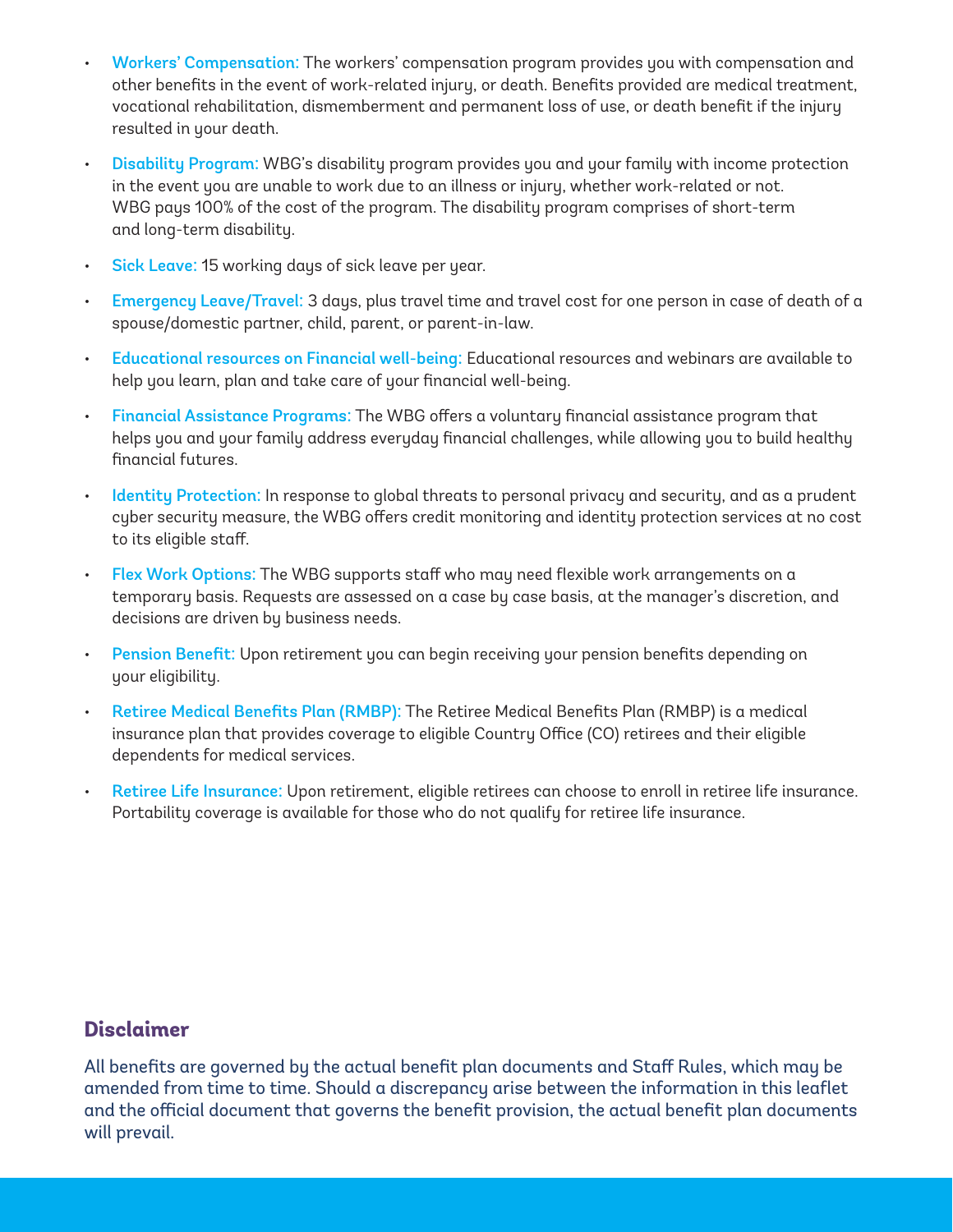- **Workers' Compensation:** The workers' compensation program provides you with compensation and other benefits in the event of work-related injury, or death. Benefits provided are medical treatment, vocational rehabilitation, dismemberment and permanent loss of use, or death benefit if the injury resulted in your death.
- **Disability Program:** WBG's disability program provides you and your family with income protection in the event you are unable to work due to an illness or injury, whether work-related or not. WBG pays 100% of the cost of the program. The disability program comprises of short-term and long-term disability.
- **Sick Leave:** 15 working days of sick leave per year.
- **Emergency Leave/Travel:** 3 days, plus travel time and travel cost for one person in case of death of a spouse/domestic partner, child, parent, or parent-in-law.
- **Educational resources on Financial well-being:** Educational resources and webinars are available to help you learn, plan and take care of your financial well-being.
- **Financial Assistance Programs:** The WBG offers a voluntary financial assistance program that helps you and your family address everyday financial challenges, while allowing you to build healthy financial futures.
- **Identity Protection:** In response to global threats to personal privacy and security, and as a prudent cyber security measure, the WBG offers credit monitoring and identity protection services at no cost to its eligible staff.
- **Flex Work Options:** The WBG supports staff who may need flexible work arrangements on a temporary basis. Requests are assessed on a case by case basis, at the manager's discretion, and decisions are driven by business needs.
- **Pension Benefit:** Upon retirement you can begin receiving your pension benefits depending on your eligibility.
- **Retiree Medical Benefits Plan (RMBP):** The Retiree Medical Benefits Plan (RMBP) is a medical insurance plan that provides coverage to eligible Country Office (CO) retirees and their eligible dependents for medical services.
- **Retiree Life Insurance:** Upon retirement, eligible retirees can choose to enroll in retiree life insurance. Portability coverage is available for those who do not qualify for retiree life insurance.

## Disclaimer

All benefits are governed by the actual benefit plan documents and Staff Rules, which may be amended from time to time. Should a discrepancy arise between the information in this leaflet and the official document that governs the benefit provision, the actual benefit plan documents will prevail.